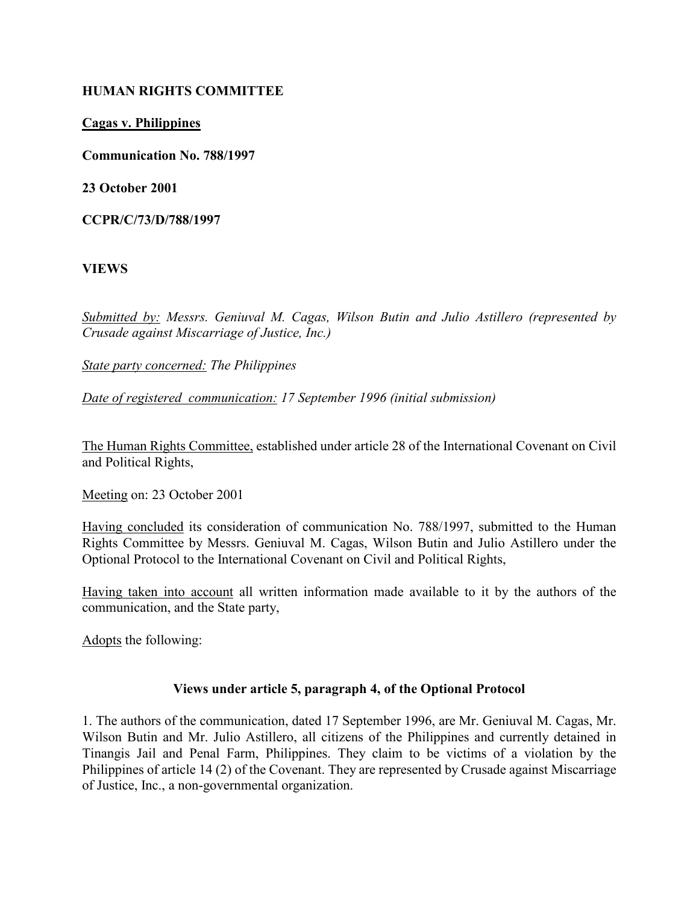**HUMAN RIGHTS COMMITTEE**

**Cagas v. Philippines**

**Communication No. 788/1997**

**23 October 2001**

**CCPR/C/73/D/788/1997**

**VIEWS**

*Submitted by: Messrs. Geniuval M. Cagas, Wilson Butin and Julio Astillero (represented by Crusade against Miscarriage of Justice, Inc.)*

*State party concerned: The Philippines*

*Date of registered communication: 17 September 1996 (initial submission)*

The Human Rights Committee, established under article 28 of the International Covenant on Civil and Political Rights,

Meeting on: 23 October 2001

Having concluded its consideration of communication No. 788/1997, submitted to the Human Rights Committee by Messrs. Geniuval M. Cagas, Wilson Butin and Julio Astillero under the Optional Protocol to the International Covenant on Civil and Political Rights,

Having taken into account all written information made available to it by the authors of the communication, and the State party,

Adopts the following:

**Views under article 5, paragraph 4, of the Optional Protocol**

1. The authors of the communication, dated 17 September 1996, are Mr. Geniuval M. Cagas, Mr. Wilson Butin and Mr. Julio Astillero, all citizens of the Philippines and currently detained in Tinangis Jail and Penal Farm, Philippines. They claim to be victims of a violation by the Philippines of article 14 (2) of the Covenant. They are represented by Crusade against Miscarriage of Justice, Inc., a non-governmental organization.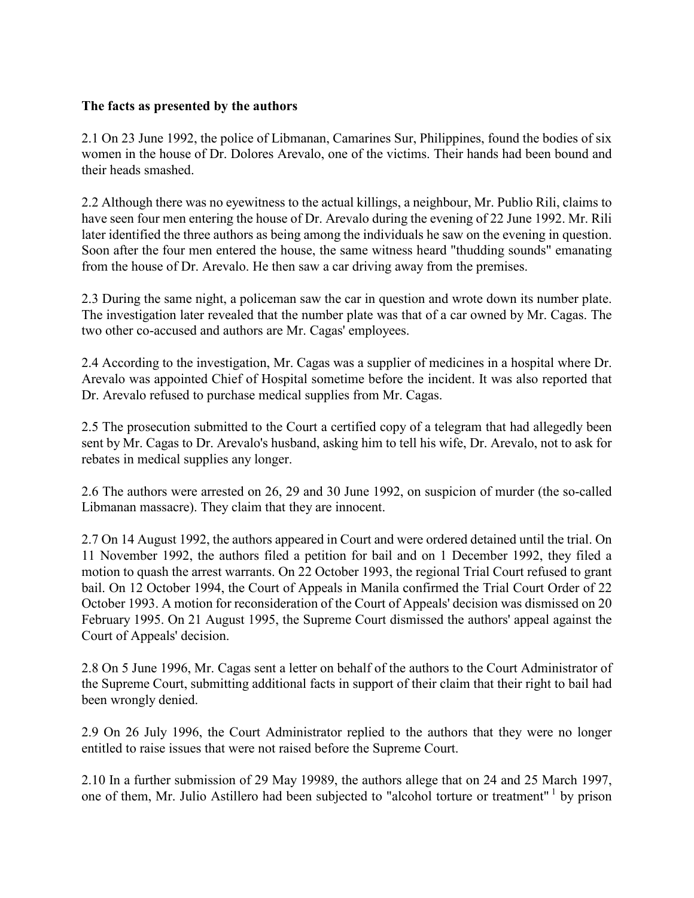**The facts as presented by the authors**

2.1 On 23 June 1992, the police of Libmanan, Camarines Sur, Philippines, found the bodies of six women in the house of Dr. Dolores Arevalo, one of the victims. Their hands had been bound and their heads smashed.

2.2 Although there was no eyewitness to the actual killings, a neighbour, Mr. Publio Rili, claims to have seen four men entering the house of Dr. Arevalo during the evening of 22 June 1992. Mr. Rili later identified the three authors as being among the individuals he saw on the evening in question. Soon after the four men entered the house, the same witness heard "thudding sounds" emanating from the house of Dr. Arevalo. He then saw a car driving away from the premises.

2.3 During the same night, a policeman saw the car in question and wrote down its number plate. The investigation later revealed that the number plate was that of a car owned by Mr. Cagas. The two other co-accused and authors are Mr. Cagas' employees.

2.4 According to the investigation, Mr. Cagas was a supplier of medicines in a hospital where Dr. Arevalo was appointed Chief of Hospital sometime before the incident. It was also reported that Dr. Arevalo refused to purchase medical supplies from Mr. Cagas.

2.5 The prosecution submitted to the Court a certified copy of a telegram that had allegedly been sent by Mr. Cagas to Dr. Arevalo's husband, asking him to tell his wife, Dr. Arevalo, not to ask for rebates in medical supplies any longer.

2.6 The authors were arrested on 26, 29 and 30 June 1992, on suspicion of murder (the so-called Libmanan massacre). They claim that they are innocent.

2.7 On 14 August 1992, the authors appeared in Court and were ordered detained until the trial. On 11 November 1992, the authors filed a petition for bail and on 1 December 1992, they filed a motion to quash the arrest warrants. On 22 October 1993, the regional Trial Court refused to grant bail. On 12 October 1994, the Court of Appeals in Manila confirmed the Trial Court Order of 22 October 1993. A motion for reconsideration of the Court of Appeals' decision was dismissed on 20 February 1995. On 21 August 1995, the Supreme Court dismissed the authors' appeal against the Court of Appeals' decision.

2.8 On 5 June 1996, Mr. Cagas sent a letter on behalf of the authors to the Court Administrator of the Supreme Court, submitting additional facts in support of their claim that their right to bail had been wrongly denied.

2.9 On 26 July 1996, the Court Administrator replied to the authors that they were no longer entitled to raise issues that were not raised before the Supreme Court.

2.10 In a further submission of 29 May 19989, the authors allege that on 24 and 25 March 1997, one of them, Mr. Julio Astillero had been subjected to "alcohol torture or treatment" [1] by prison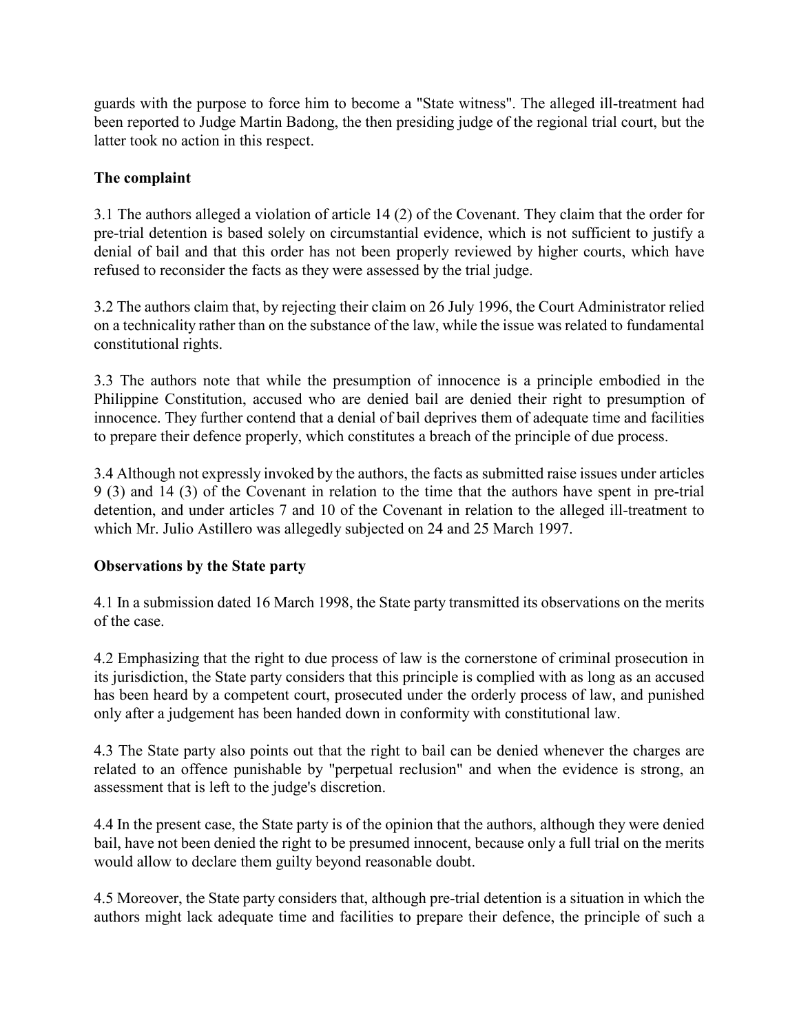guards with the purpose to force him to become a "State witness". The alleged ill-treatment had been reported to Judge Martin Badong, the then presiding judge of the regional trial court, but the latter took no action in this respect.

**The complaint**

3.1 The authors alleged a violation of article 14 (2) of the Covenant. They claim that the order for pre-trial detention is based solely on circumstantial evidence, which is not sufficient to justify a denial of bail and that this order has not been properly reviewed by higher courts, which have refused to reconsider the facts as they were assessed by the trial judge.

3.2 The authors claim that, by rejecting their claim on 26 July 1996, the Court Administrator relied on a technicality rather than on the substance of the law, while the issue was related to fundamental constitutional rights.

3.3 The authors note that while the presumption of innocence is a principle embodied in the Philippine Constitution, accused who are denied bail are denied their right to presumption of innocence. They further contend that a denial of bail deprives them of adequate time and facilities to prepare their defence properly, which constitutes a breach of the principle of due process.

3.4 Although not expressly invoked by the authors, the facts as submitted raise issues under articles 9 (3) and 14 (3) of the Covenant in relation to the time that the authors have spent in pre-trial detention, and under articles 7 and 10 of the Covenant in relation to the alleged ill-treatment to which Mr. Julio Astillero was allegedly subjected on 24 and 25 March 1997.

**Observations by the State party**

4.1 In a submission dated 16 March 1998, the State party transmitted its observations on the merits of the case.

4.2 Emphasizing that the right to due process of law is the cornerstone of criminal prosecution in its jurisdiction, the State party considers that this principle is complied with as long as an accused has been heard by a competent court, prosecuted under the orderly process of law, and punished only after a judgement has been handed down in conformity with constitutional law.

4.3 The State party also points out that the right to bail can be denied whenever the charges are related to an offence punishable by "perpetual reclusion" and when the evidence is strong, an assessment that is left to the judge's discretion.

4.4 In the present case, the State party is of the opinion that the authors, although they were denied bail, have not been denied the right to be presumed innocent, because only a full trial on the merits would allow to declare them guilty beyond reasonable doubt.

4.5 Moreover, the State party considers that, although pre-trial detention is a situation in which the authors might lack adequate time and facilities to prepare their defence, the principle of such a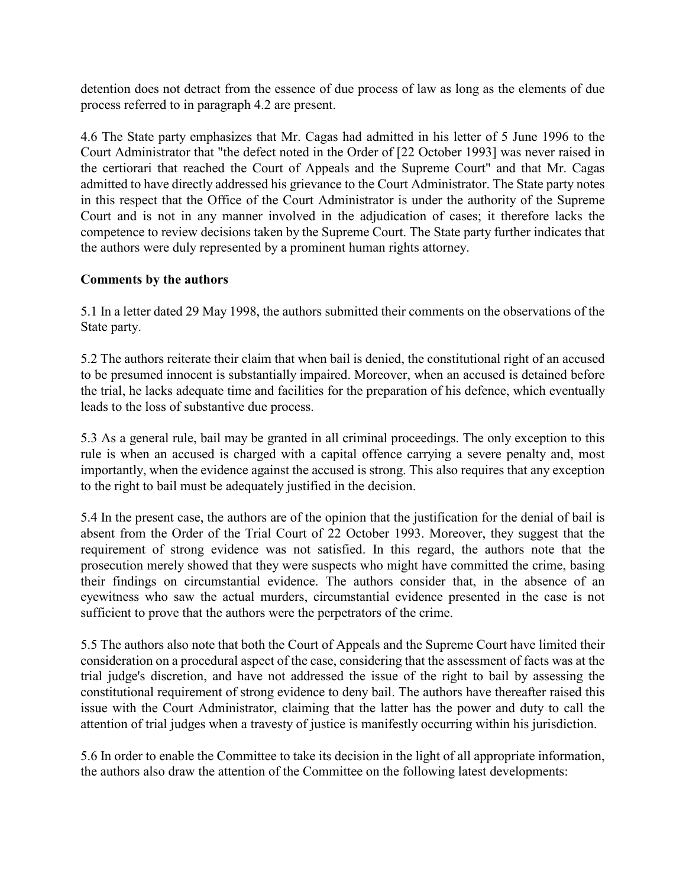detention does not detract from the essence of due process of law as long as the elements of due process referred to in paragraph 4.2 are present.

4.6 The State party emphasizes that Mr. Cagas had admitted in his letter of 5 June 1996 to the Court Administrator that "the defect noted in the Order of [22 October 1993] was never raised in the certiorari that reached the Court of Appeals and the Supreme Court" and that Mr. Cagas admitted to have directly addressed his grievance to the Court Administrator. The State party notes in this respect that the Office of the Court Administrator is under the authority of the Supreme Court and is not in any manner involved in the adjudication of cases; it therefore lacks the competence to review decisions taken by the Supreme Court. The State party further indicates that the authors were duly represented by a prominent human rights attorney.

**Comments by the authors**

5.1 In a letter dated 29 May 1998, the authors submitted their comments on the observations of the State party.

5.2 The authors reiterate their claim that when bail is denied, the constitutional right of an accused to be presumed innocent is substantially impaired. Moreover, when an accused is detained before the trial, he lacks adequate time and facilities for the preparation of his defence, which eventually leads to the loss of substantive due process.

5.3 As a general rule, bail may be granted in all criminal proceedings. The only exception to this rule is when an accused is charged with a capital offence carrying a severe penalty and, most importantly, when the evidence against the accused is strong. This also requires that any exception to the right to bail must be adequately justified in the decision.

5.4 In the present case, the authors are of the opinion that the justification for the denial of bail is absent from the Order of the Trial Court of 22 October 1993. Moreover, they suggest that the requirement of strong evidence was not satisfied. In this regard, the authors note that the prosecution merely showed that they were suspects who might have committed the crime, basing their findings on circumstantial evidence. The authors consider that, in the absence of an eyewitness who saw the actual murders, circumstantial evidence presented in the case is not sufficient to prove that the authors were the perpetrators of the crime.

5.5 The authors also note that both the Court of Appeals and the Supreme Court have limited their consideration on a procedural aspect of the case, considering that the assessment of facts was at the trial judge's discretion, and have not addressed the issue of the right to bail by assessing the constitutional requirement of strong evidence to deny bail. The authors have thereafter raised this issue with the Court Administrator, claiming that the latter has the power and duty to call the attention of trial judges when a travesty of justice is manifestly occurring within his jurisdiction.

5.6 In order to enable the Committee to take its decision in the light of all appropriate information, the authors also draw the attention of the Committee on the following latest developments: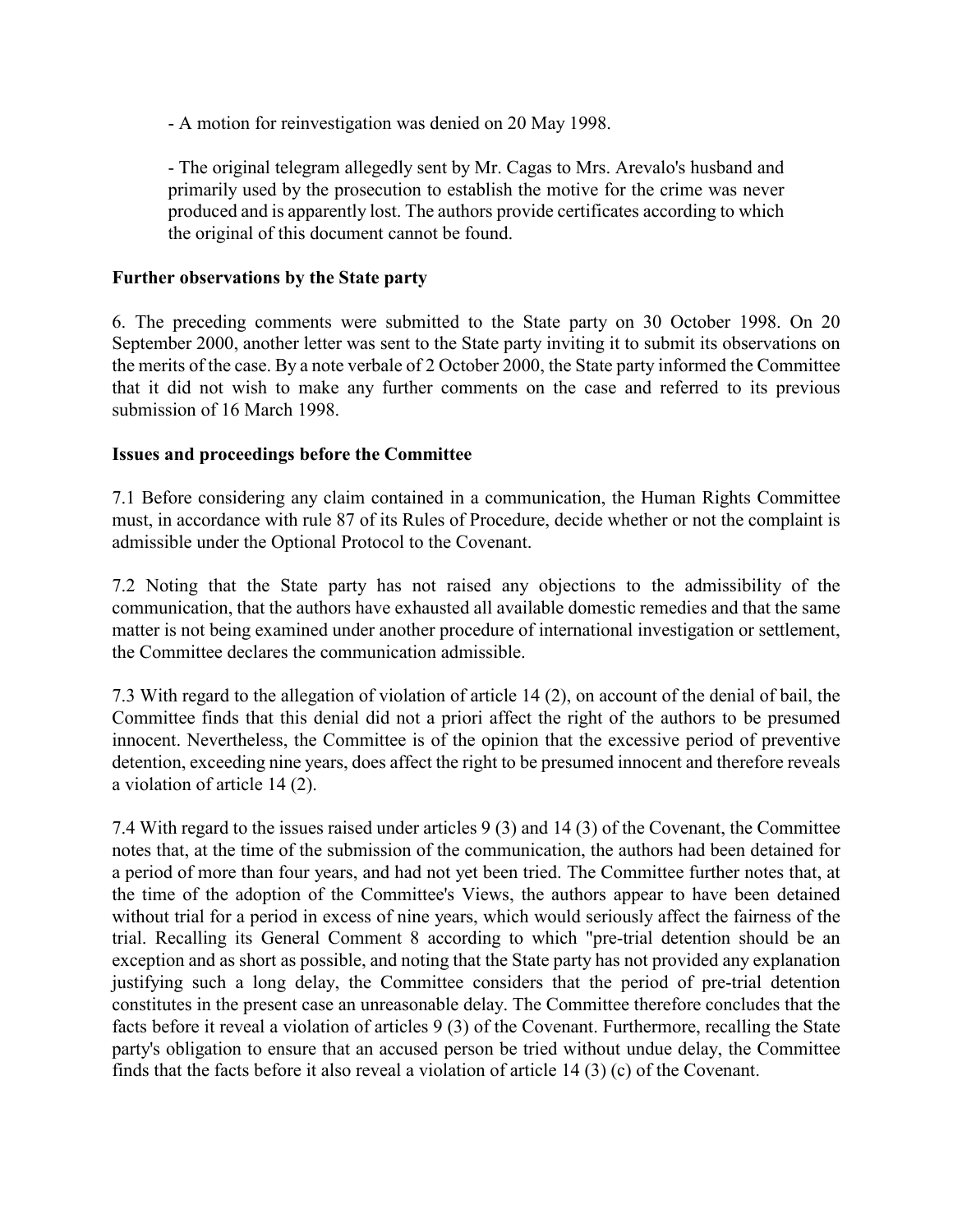- A motion for reinvestigation was denied on 20 May 1998.

- The original telegram allegedly sent by Mr. Cagas to Mrs. Arevalo's husband and primarily used by the prosecution to establish the motive for the crime was never produced and is apparently lost. The authors provide certificates according to which the original of this document cannot be found.

**Further observations by the State party**

6. The preceding comments were submitted to the State party on 30 October 1998. On 20 September 2000, another letter was sent to the State party inviting it to submit its observations on the merits of the case. By a note verbale of 2 October 2000, the State party informed the Committee that it did not wish to make any further comments on the case and referred to its previous submission of 16 March 1998.

**Issues and proceedings before the Committee**

7.1 Before considering any claim contained in a communication, the Human Rights Committee must, in accordance with rule 87 of its Rules of Procedure, decide whether or not the complaint is admissible under the Optional Protocol to the Covenant.

7.2 Noting that the State party has not raised any objections to the admissibility of the communication, that the authors have exhausted all available domestic remedies and that the same matter is not being examined under another procedure of international investigation or settlement, the Committee declares the communication admissible.

7.3 With regard to the allegation of violation of article 14 (2), on account of the denial of bail, the Committee finds that this denial did not a priori affect the right of the authors to be presumed innocent. Nevertheless, the Committee is of the opinion that the excessive period of preventive detention, exceeding nine years, does affect the right to be presumed innocent and therefore reveals a violation of article 14 (2).

7.4 With regard to the issues raised under articles 9 (3) and 14 (3) of the Covenant, the Committee notes that, at the time of the submission of the communication, the authors had been detained for a period of more than four years, and had not yet been tried. The Committee further notes that, at the time of the adoption of the Committee's Views, the authors appear to have been detained without trial for a period in excess of nine years, which would seriously affect the fairness of the trial. Recalling its General Comment 8 according to which "pre-trial detention should be an exception and as short as possible, and noting that the State party has not provided any explanation justifying such a long delay, the Committee considers that the period of pre-trial detention constitutes in the present case an unreasonable delay. The Committee therefore concludes that the facts before it reveal a violation of articles 9 (3) of the Covenant. Furthermore, recalling the State party's obligation to ensure that an accused person be tried without undue delay, the Committee finds that the facts before it also reveal a violation of article 14 (3) (c) of the Covenant.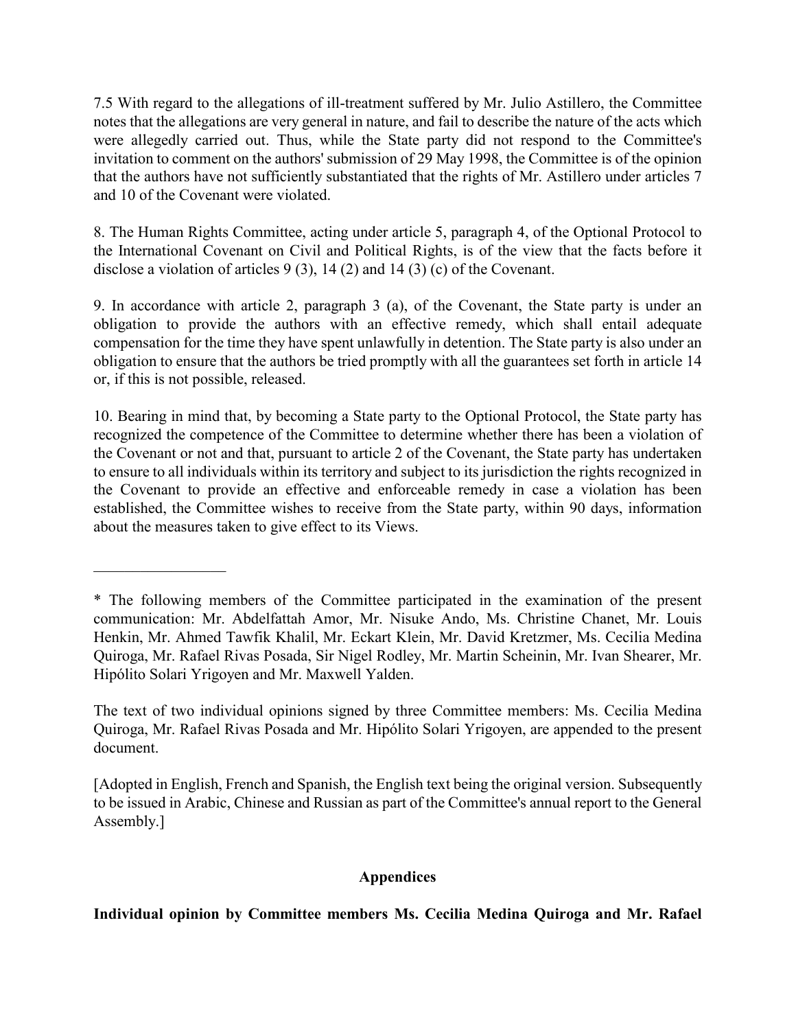7.5 With regard to the allegations of ill-treatment suffered by Mr. Julio Astillero, the Committee notes that the allegations are very general in nature, and fail to describe the nature of the acts which were allegedly carried out. Thus, while the State party did not respond to the Committee's invitation to comment on the authors' submission of 29 May 1998, the Committee is of the opinion that the authors have not sufficiently substantiated that the rights of Mr. Astillero under articles 7 and 10 of the Covenant were violated.

8. The Human Rights Committee, acting under article 5, paragraph 4, of the Optional Protocol to the International Covenant on Civil and Political Rights, is of the view that the facts before it disclose a violation of articles 9 (3), 14 (2) and 14 (3) (c) of the Covenant.

9. In accordance with article 2, paragraph 3 (a), of the Covenant, the State party is under an obligation to provide the authors with an effective remedy, which shall entail adequate compensation for the time they have spent unlawfully in detention. The State party is also under an obligation to ensure that the authors be tried promptly with all the guarantees set forth in article 14 or, if this is not possible, released.

10. Bearing in mind that, by becoming a State party to the Optional Protocol, the State party has recognized the competence of the Committee to determine whether there has been a violation of the Covenant or not and that, pursuant to article 2 of the Covenant, the State party has undertaken to ensure to all individuals within its territory and subject to its jurisdiction the rights recognized in the Covenant to provide an effective and enforceable remedy in case a violation has been established, the Committee wishes to receive from the State party, within 90 days, information about the measures taken to give effect to its Views.

---

* The following members of the Committee participated in the examination of the present communication: Mr. Abdelfattah Amor, Mr. Nisuke Ando, Ms. Christine Chanet, Mr. Louis Henkin, Mr. Ahmed Tawfik Khalil, Mr. Eckart Klein, Mr. David Kretzmer, Ms. Cecilia Medina Quiroga, Mr. Rafael Rivas Posada, Sir Nigel Rodley, Mr. Martin Scheinin, Mr. Ivan Shearer, Mr. Hipólito Solari Yrigoyen and Mr. Maxwell Yalden.

The text of two individual opinions signed by three Committee members: Ms. Cecilia Medina Quiroga, Mr. Rafael Rivas Posada and Mr. Hipólito Solari Yrigoyen, are appended to the present document.

[Adopted in English, French and Spanish, the English text being the original version. Subsequently to be issued in Arabic, Chinese and Russian as part of the Committee's annual report to the General Assembly.]

## Appendices

**Individual opinion by Committee members Ms. Cecilia Medina Quiroga and Mr. Rafael**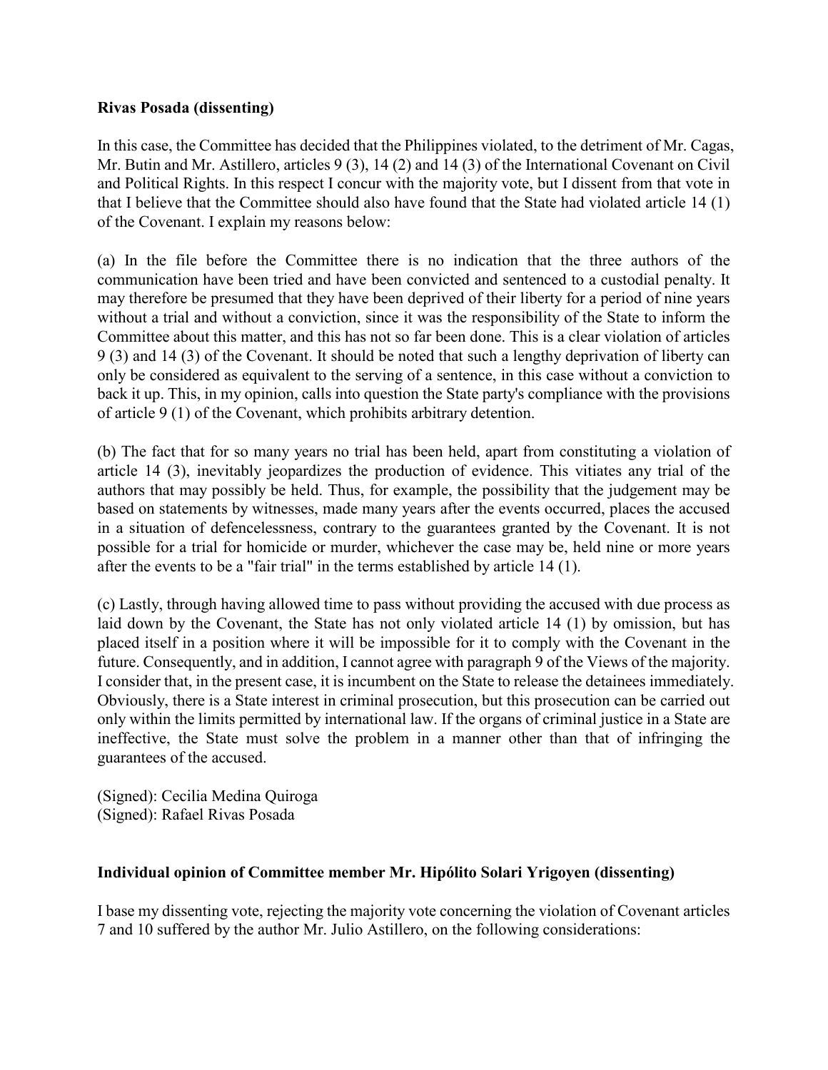**Rivas Posada (dissenting)**

In this case, the Committee has decided that the Philippines violated, to the detriment of Mr. Cagas, Mr. Butin and Mr. Astillero, articles 9 (3), 14 (2) and 14 (3) of the International Covenant on Civil and Political Rights. In this respect I concur with the majority vote, but I dissent from that vote in that I believe that the Committee should also have found that the State had violated article 14 (1) of the Covenant. I explain my reasons below:

(a) In the file before the Committee there is no indication that the three authors of the communication have been tried and have been convicted and sentenced to a custodial penalty. It may therefore be presumed that they have been deprived of their liberty for a period of nine years without a trial and without a conviction, since it was the responsibility of the State to inform the Committee about this matter, and this has not so far been done. This is a clear violation of articles 9 (3) and 14 (3) of the Covenant. It should be noted that such a lengthy deprivation of liberty can only be considered as equivalent to the serving of a sentence, in this case without a conviction to back it up. This, in my opinion, calls into question the State party's compliance with the provisions of article 9 (1) of the Covenant, which prohibits arbitrary detention.

(b) The fact that for so many years no trial has been held, apart from constituting a violation of article 14 (3), inevitably jeopardizes the production of evidence. This vitiates any trial of the authors that may possibly be held. Thus, for example, the possibility that the judgement may be based on statements by witnesses, made many years after the events occurred, places the accused in a situation of defencelessness, contrary to the guarantees granted by the Covenant. It is not possible for a trial for homicide or murder, whichever the case may be, held nine or more years after the events to be a "fair trial" in the terms established by article 14 (1).

(c) Lastly, through having allowed time to pass without providing the accused with due process as laid down by the Covenant, the State has not only violated article 14 (1) by omission, but has placed itself in a position where it will be impossible for it to comply with the Covenant in the future. Consequently, and in addition, I cannot agree with paragraph 9 of the Views of the majority. I consider that, in the present case, it is incumbent on the State to release the detainees immediately. Obviously, there is a State interest in criminal prosecution, but this prosecution can be carried out only within the limits permitted by international law. If the organs of criminal justice in a State are ineffective, the State must solve the problem in a manner other than that of infringing the guarantees of the accused.

(Signed): Cecilia Medina Quiroga
(Signed): Rafael Rivas Posada

**Individual opinion of Committee member Mr. Hipólito Solari Yrigoyen (dissenting)**

I base my dissenting vote, rejecting the majority vote concerning the violation of Covenant articles 7 and 10 suffered by the author Mr. Julio Astillero, on the following considerations: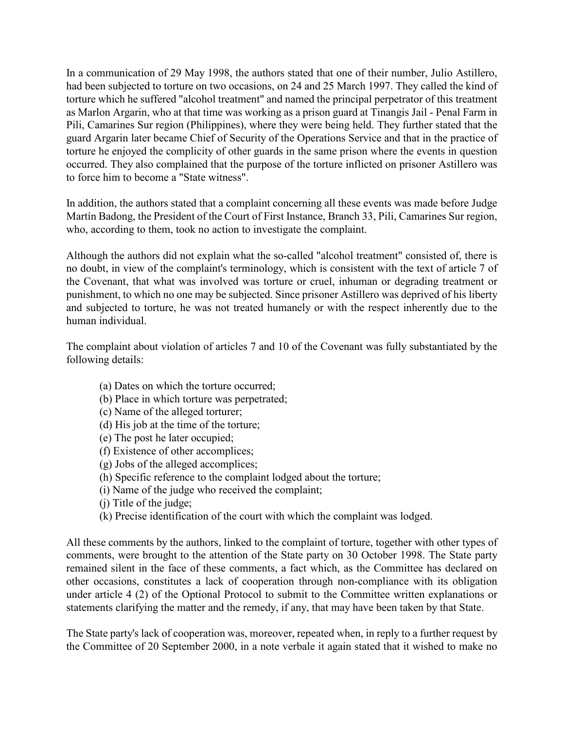In a communication of 29 May 1998, the authors stated that one of their number, Julio Astillero, had been subjected to torture on two occasions, on 24 and 25 March 1997. They called the kind of torture which he suffered "alcohol treatment" and named the principal perpetrator of this treatment as Marlon Argarin, who at that time was working as a prison guard at Tinangis Jail - Penal Farm in Pili, Camarines Sur region (Philippines), where they were being held. They further stated that the guard Argarin later became Chief of Security of the Operations Service and that in the practice of torture he enjoyed the complicity of other guards in the same prison where the events in question occurred. They also complained that the purpose of the torture inflicted on prisoner Astillero was to force him to become a "State witness".

In addition, the authors stated that a complaint concerning all these events was made before Judge Martín Badong, the President of the Court of First Instance, Branch 33, Pili, Camarines Sur region, who, according to them, took no action to investigate the complaint.

Although the authors did not explain what the so-called "alcohol treatment" consisted of, there is no doubt, in view of the complaint's terminology, which is consistent with the text of article 7 of the Covenant, that what was involved was torture or cruel, inhuman or degrading treatment or punishment, to which no one may be subjected. Since prisoner Astillero was deprived of his liberty and subjected to torture, he was not treated humanely or with the respect inherently due to the human individual.

The complaint about violation of articles 7 and 10 of the Covenant was fully substantiated by the following details:

(a) Dates on which the torture occurred;
(b) Place in which torture was perpetrated;
(c) Name of the alleged torturer;
(d) His job at the time of the torture;
(e) The post he later occupied;
(f) Existence of other accomplices;
(g) Jobs of the alleged accomplices;
(h) Specific reference to the complaint lodged about the torture;
(i) Name of the judge who received the complaint;
(j) Title of the judge;
(k) Precise identification of the court with which the complaint was lodged.

All these comments by the authors, linked to the complaint of torture, together with other types of comments, were brought to the attention of the State party on 30 October 1998. The State party remained silent in the face of these comments, a fact which, as the Committee has declared on other occasions, constitutes a lack of cooperation through non-compliance with its obligation under article 4 (2) of the Optional Protocol to submit to the Committee written explanations or statements clarifying the matter and the remedy, if any, that may have been taken by that State.

The State party's lack of cooperation was, moreover, repeated when, in reply to a further request by the Committee of 20 September 2000, in a note verbale it again stated that it wished to make no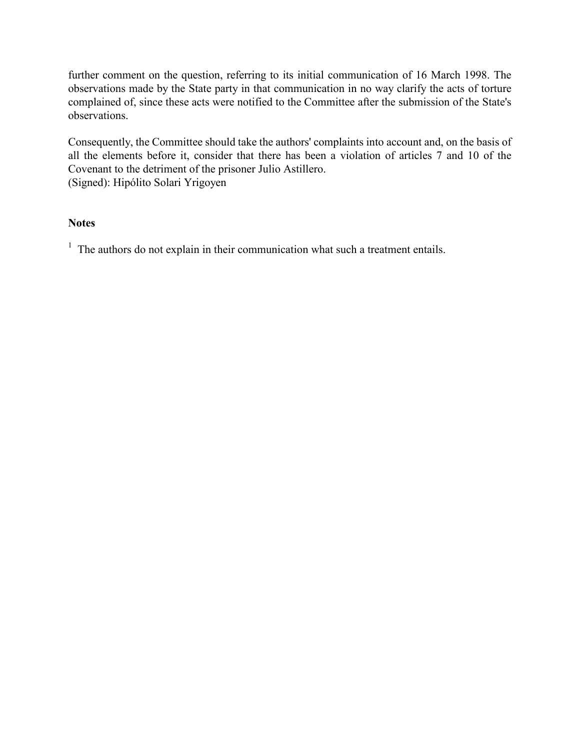further comment on the question, referring to its initial communication of 16 March 1998. The observations made by the State party in that communication in no way clarify the acts of torture complained of, since these acts were notified to the Committee after the submission of the State's observations.

Consequently, the Committee should take the authors' complaints into account and, on the basis of all the elements before it, consider that there has been a violation of articles 7 and 10 of the Covenant to the detriment of the prisoner Julio Astillero.
(Signed): Hipólito Solari Yrigoyen

**Notes**

[1] The authors do not explain in their communication what such a treatment entails.